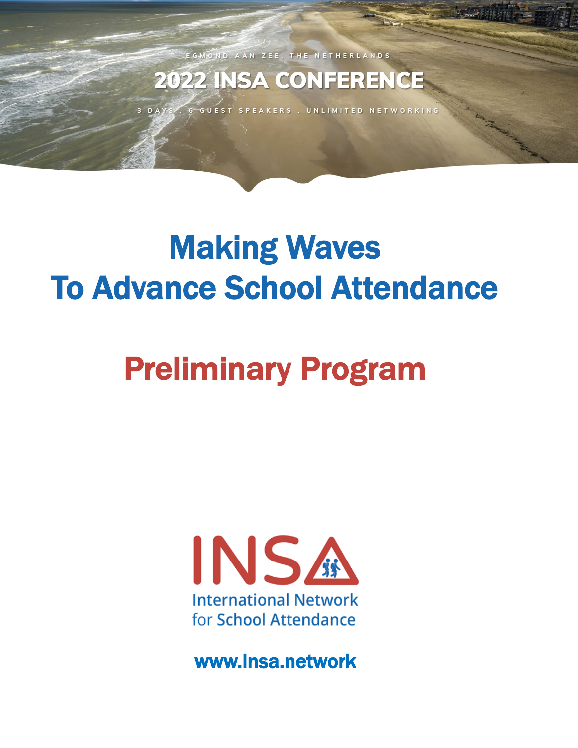EGMOND AAN ZEE, THE NETHERLANDS

# 2022 INSA CONFERENCE

3 DAYS . 6 GUEST SPEAKERS . UNLIMITED NETWORKING

# Making Waves
# To Advance School Attendance

# Preliminary Program

INSA

International Network for School Attendance

www.insa.network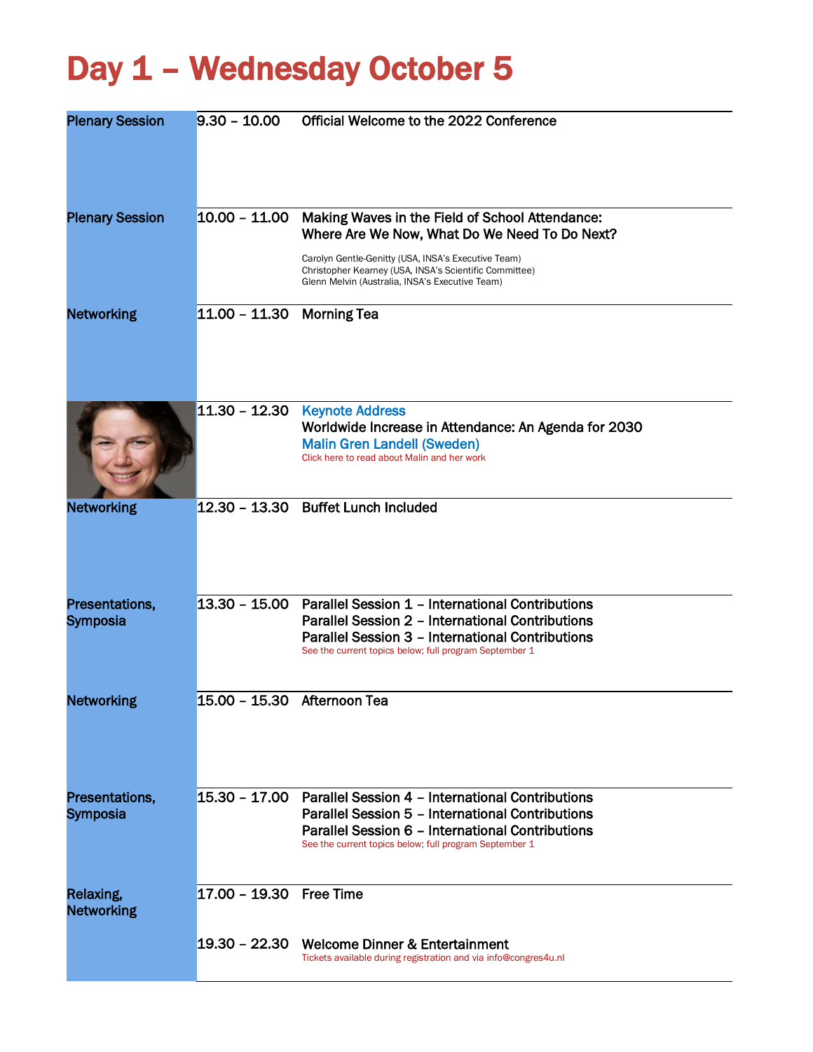# Day 1 – Wednesday October 5

| | | |
|---|---|---|
| Plenary Session | 9.30 – 10.00 | Official Welcome to the 2022 Conference |
| Plenary Session | 10.00 – 11.00 | Making Waves in the Field of School Attendance: Where Are We Now, What Do We Need To Do Next?<br><br>Carolyn Gentle-Genitty (USA, INSA's Executive Team)<br>Christopher Kearney (USA, INSA's Scientific Committee)<br>Glenn Melvin (Australia, INSA's Executive Team) |
| Networking | 11.00 – 11.30 | Morning Tea |
| | 11.30 – 12.30 | Keynote Address<br>Worldwide Increase in Attendance: An Agenda for 2030<br>Malin Gren Landell (Sweden)<br>Click here to read about Malin and her work |
| Networking | 12.30 – 13.30 | Buffet Lunch Included |
| Presentations, Symposia | 13.30 – 15.00 | Parallel Session 1 – International Contributions<br>Parallel Session 2 – International Contributions<br>Parallel Session 3 – International Contributions<br>See the current topics below; full program September 1 |
| Networking | 15.00 – 15.30 | Afternoon Tea |
| Presentations, Symposia | 15.30 – 17.00 | Parallel Session 4 – International Contributions<br>Parallel Session 5 – International Contributions<br>Parallel Session 6 – International Contributions<br>See the current topics below; full program September 1 |
| Relaxing, Networking | 17.00 – 19.30 | Free Time |
| | 19.30 – 22.30 | Welcome Dinner & Entertainment<br>Tickets available during registration and via info@congres4u.nl |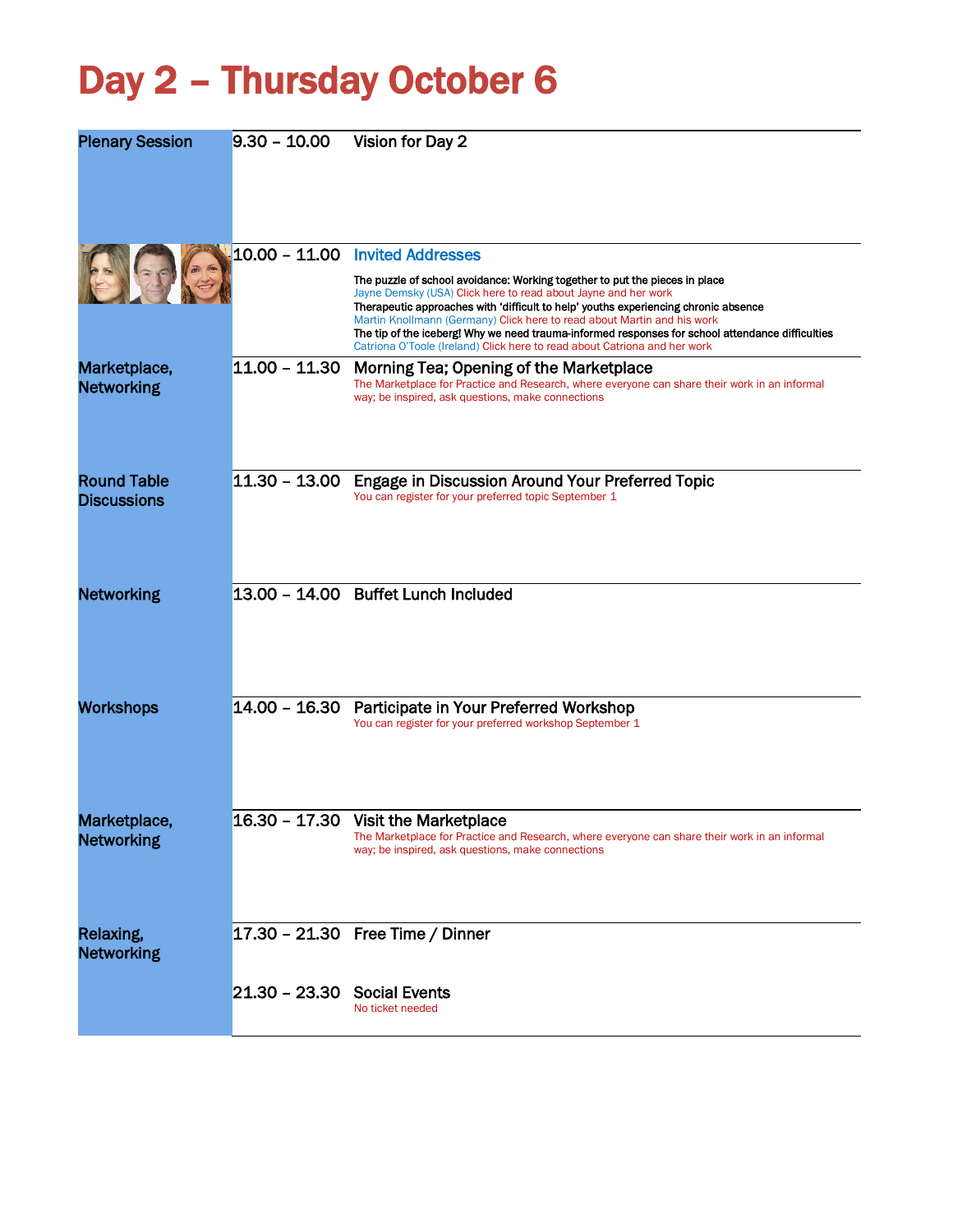# Day 2 – Thursday October 6

| | | |
|---|---|---|
| Plenary Session | 9.30 – 10.00 | Vision for Day 2 |
| | 10.00 – 11.00 | **Invited Addresses**<br>**The puzzle of school avoidance: Working together to put the pieces in place**<br>Jayne Demsky (USA) Click here to read about Jayne and her work<br>**Therapeutic approaches with 'difficult to help' youths experiencing chronic absence**<br>Martin Knollmann (Germany) Click here to read about Martin and his work<br>**The tip of the iceberg! Why we need trauma-informed responses for school attendance difficulties**<br>Catriona O'Toole (Ireland) Click here to read about Catriona and her work |
| Marketplace, Networking | 11.00 – 11.30 | Morning Tea; Opening of the Marketplace<br>The Marketplace for Practice and Research, where everyone can share their work in an informal way; be inspired, ask questions, make connections |
| Round Table Discussions | 11.30 – 13.00 | Engage in Discussion Around Your Preferred Topic<br>You can register for your preferred topic September 1 |
| Networking | 13.00 – 14.00 | Buffet Lunch Included |
| Workshops | 14.00 – 16.30 | Participate in Your Preferred Workshop<br>You can register for your preferred workshop September 1 |
| Marketplace, Networking | 16.30 – 17.30 | Visit the Marketplace<br>The Marketplace for Practice and Research, where everyone can share their work in an informal way; be inspired, ask questions, make connections |
| Relaxing, Networking | 17.30 – 21.30 | Free Time / Dinner |
| | 21.30 – 23.30 | Social Events<br>No ticket needed |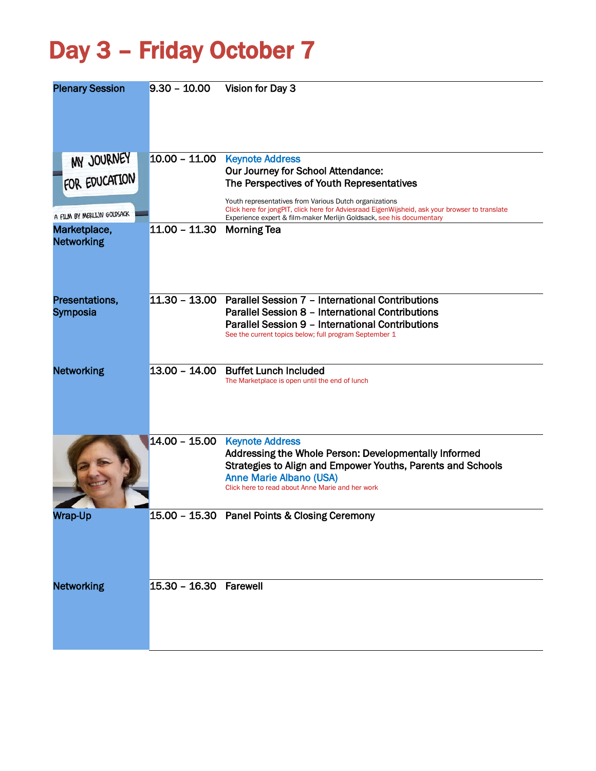# Day 3 – Friday October 7

| | | |
|---|---|---|
| Plenary Session | 9.30 – 10.00 | Vision for Day 3 |
| | 10.00 – 11.00 | Keynote Address<br>**Our Journey for School Attendance:**<br>**The Perspectives of Youth Representatives**<br><br>Youth representatives from Various Dutch organizations<br>Click here for jongPIT, click here for Adviesraad EigenWijsheid, ask your browser to translate<br>Experience expert & film-maker Merlijn Goldsack, see his documentary |
| Marketplace, Networking | 11.00 – 11.30 | Morning Tea |
| Presentations, Symposia | 11.30 – 13.00 | Parallel Session 7 – International Contributions<br>Parallel Session 8 – International Contributions<br>Parallel Session 9 – International Contributions<br>See the current topics below; full program September 1 |
| Networking | 13.00 – 14.00 | Buffet Lunch Included<br>The Marketplace is open until the end of lunch |
| | 14.00 – 15.00 | Keynote Address<br>**Addressing the Whole Person: Developmentally Informed Strategies to Align and Empower Youths, Parents and Schools**<br>Anne Marie Albano (USA)<br>Click here to read about Anne Marie and her work |
| Wrap-Up | 15.00 – 15.30 | Panel Points & Closing Ceremony |
| Networking | 15.30 – 16.30 | Farewell |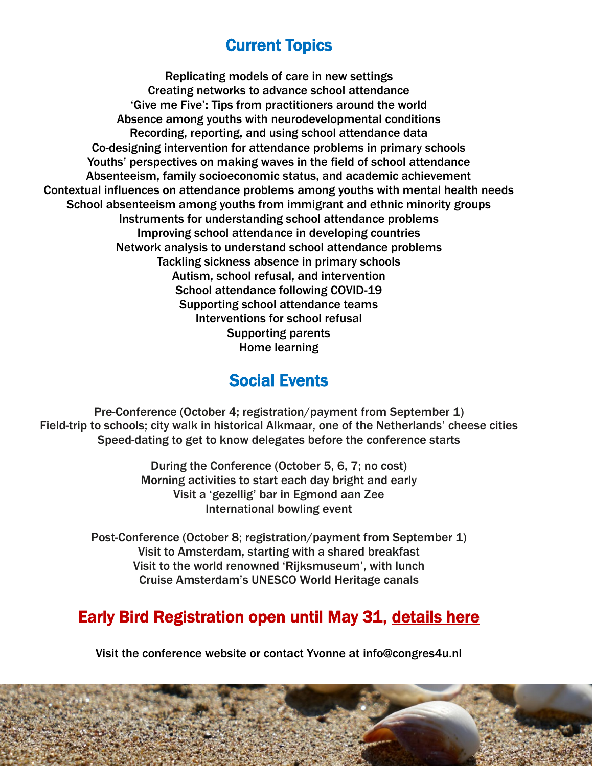## Current Topics

Replicating models of care in new settings
Creating networks to advance school attendance
'Give me Five': Tips from practitioners around the world
Absence among youths with neurodevelopmental conditions
Recording, reporting, and using school attendance data
Co-designing intervention for attendance problems in primary schools
Youths' perspectives on making waves in the field of school attendance
Absenteeism, family socioeconomic status, and academic achievement
Contextual influences on attendance problems among youths with mental health needs
School absenteeism among youths from immigrant and ethnic minority groups
Instruments for understanding school attendance problems
Improving school attendance in developing countries
Network analysis to understand school attendance problems
Tackling sickness absence in primary schools
Autism, school refusal, and intervention
School attendance following COVID-19
Supporting school attendance teams
Interventions for school refusal
Supporting parents
Home learning

## Social Events

Pre-Conference (October 4; registration/payment from September 1)
Field-trip to schools; city walk in historical Alkmaar, one of the Netherlands' cheese cities
Speed-dating to get to know delegates before the conference starts

During the Conference (October 5, 6, 7; no cost)
Morning activities to start each day bright and early
Visit a 'gezellig' bar in Egmond aan Zee
International bowling event

Post-Conference (October 8; registration/payment from September 1)
Visit to Amsterdam, starting with a shared breakfast
Visit to the world renowned 'Rijksmuseum', with lunch
Cruise Amsterdam's UNESCO World Heritage canals

## Early Bird Registration open until May 31, details here

Visit the conference website or contact Yvonne at info@congres4u.nl